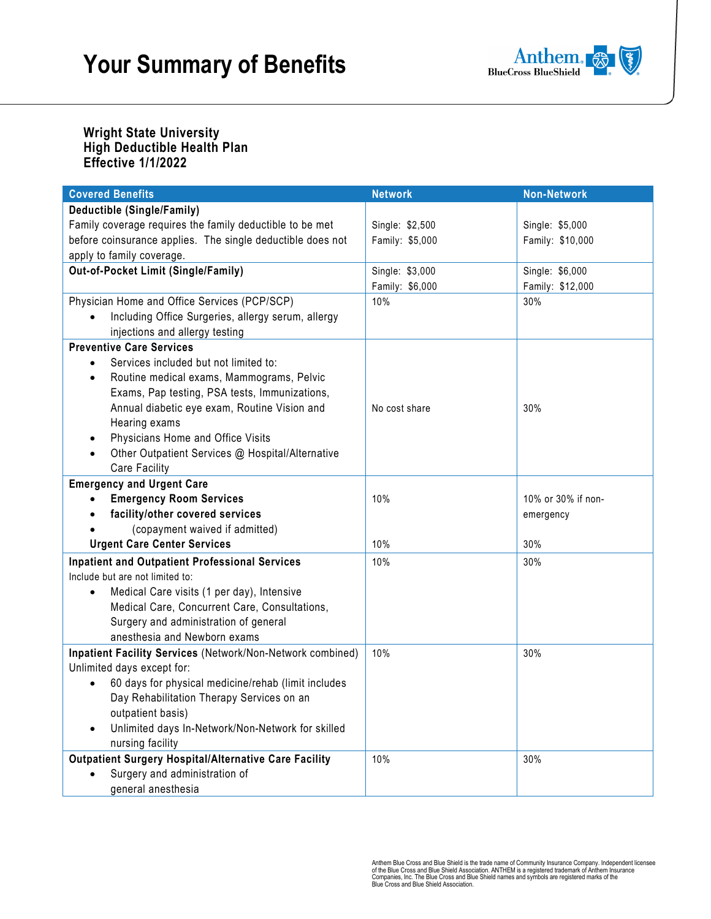# Your Summary of Benefits

Anthem BlueCross BlueShield

**Wright State University**
**High Deductible Health Plan**
**Effective 1/1/2022**

| Covered Benefits | Network | Non-Network |
|---|---|---|
| **Deductible (Single/Family)**<br>Family coverage requires the family deductible to be met before coinsurance applies. The single deductible does not apply to family coverage. | Single: $2,500<br>Family: $5,000 | Single: $5,000<br>Family: $10,000 |
| **Out-of-Pocket Limit (Single/Family)** | Single: $3,000<br>Family: $6,000 | Single: $6,000<br>Family: $12,000 |
| Physician Home and Office Services (PCP/SCP)<br>• Including Office Surgeries, allergy serum, allergy injections and allergy testing | 10% | 30% |
| **Preventive Care Services**<br>• Services included but not limited to:<br>• Routine medical exams, Mammograms, Pelvic Exams, Pap testing, PSA tests, Immunizations, Annual diabetic eye exam, Routine Vision and Hearing exams<br>• Physicians Home and Office Visits<br>• Other Outpatient Services @ Hospital/Alternative Care Facility | No cost share | 30% |
| **Emergency and Urgent Care**<br>• **Emergency Room Services**<br>• **facility/other covered services**<br>• (copayment waived if admitted) | 10% | 10% or 30% if non-emergency |
| **Urgent Care Center Services** | 10% | 30% |
| **Inpatient and Outpatient Professional Services**<br>Include but are not limited to:<br>• Medical Care visits (1 per day), Intensive Medical Care, Concurrent Care, Consultations, Surgery and administration of general anesthesia and Newborn exams | 10% | 30% |
| **Inpatient Facility Services** (Network/Non-Network combined)<br>Unlimited days except for:<br>• 60 days for physical medicine/rehab (limit includes Day Rehabilitation Therapy Services on an outpatient basis)<br>• Unlimited days In-Network/Non-Network for skilled nursing facility | 10% | 30% |
| **Outpatient Surgery Hospital/Alternative Care Facility**<br>• Surgery and administration of general anesthesia | 10% | 30% |

Anthem Blue Cross and Blue Shield is the trade name of Community Insurance Company. Independent licensee of the Blue Cross and Blue Shield Association. ANTHEM is a registered trademark of Anthem Insurance Companies, Inc. The Blue Cross and Blue Shield names and symbols are registered marks of the Blue Cross and Blue Shield Association.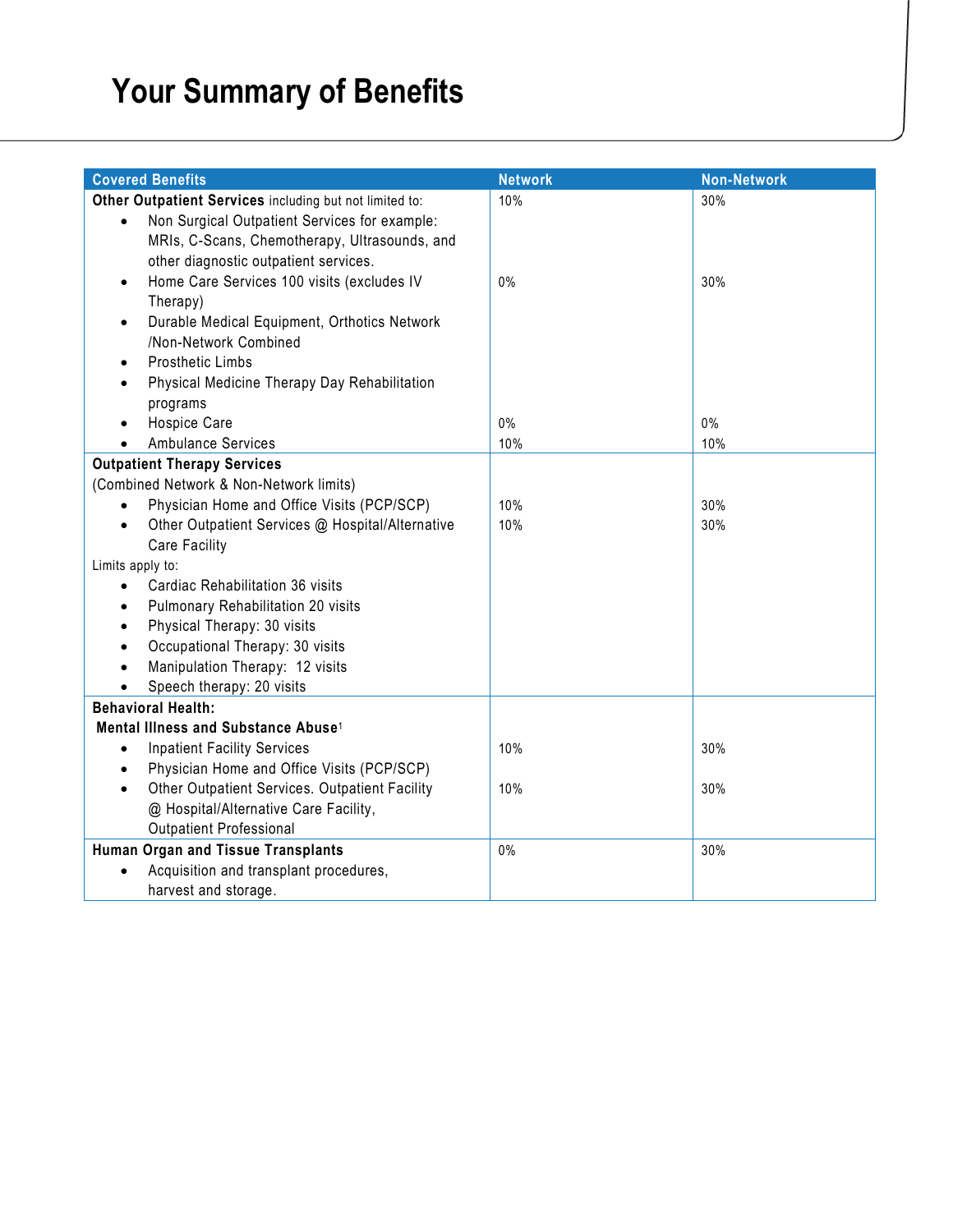# Your Summary of Benefits

| Covered Benefits | Network | Non-Network |
|---|---|---|
| **Other Outpatient Services** including but not limited to: | | |
| • Non Surgical Outpatient Services for example: MRIs, C-Scans, Chemotherapy, Ultrasounds, and other diagnostic outpatient services. | 10% | 30% |
| • Home Care Services 100 visits (excludes IV Therapy) | 0% | 30% |
| • Durable Medical Equipment, Orthotics Network /Non-Network Combined | | |
| • Prosthetic Limbs | | |
| • Physical Medicine Therapy Day Rehabilitation programs | | |
| • Hospice Care | 0% | 0% |
| • Ambulance Services | 10% | 10% |
| **Outpatient Therapy Services** | | |
| (Combined Network & Non-Network limits) | | |
| • Physician Home and Office Visits (PCP/SCP) | 10% | 30% |
| • Other Outpatient Services @ Hospital/Alternative Care Facility | 10% | 30% |
| Limits apply to: | | |
| • Cardiac Rehabilitation 36 visits | | |
| • Pulmonary Rehabilitation 20 visits | | |
| • Physical Therapy: 30 visits | | |
| • Occupational Therapy: 30 visits | | |
| • Manipulation Therapy: 12 visits | | |
| • Speech therapy: 20 visits | | |
| **Behavioral Health:** | | |
| **Mental Illness and Substance Abuse**[1] | | |
| • Inpatient Facility Services | 10% | 30% |
| • Physician Home and Office Visits (PCP/SCP) | | |
| • Other Outpatient Services. Outpatient Facility @ Hospital/Alternative Care Facility, Outpatient Professional | 10% | 30% |
| **Human Organ and Tissue Transplants** | 0% | 30% |
| • Acquisition and transplant procedures, harvest and storage. | | |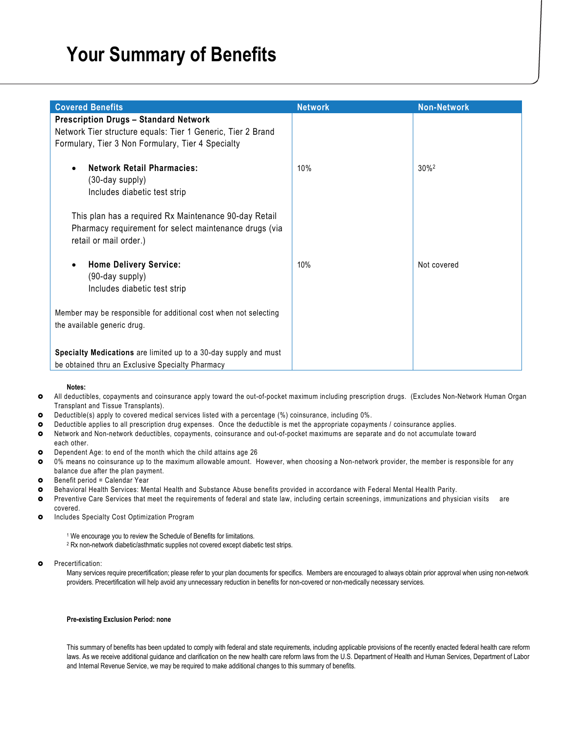# Your Summary of Benefits

| Covered Benefits | Network | Non-Network |
| --- | --- | --- |
| **Prescription Drugs – Standard Network**<br>Network Tier structure equals: Tier 1 Generic, Tier 2 Brand Formulary, Tier 3 Non Formulary, Tier 4 Specialty | | |
| • **Network Retail Pharmacies:**<br>(30-day supply)<br>Includes diabetic test strip | 10% | 30%[2] |
| This plan has a required Rx Maintenance 90-day Retail Pharmacy requirement for select maintenance drugs (via retail or mail order.) | | |
| • **Home Delivery Service:**<br>(90-day supply)<br>Includes diabetic test strip | 10% | Not covered |
| Member may be responsible for additional cost when not selecting the available generic drug. | | |
| **Specialty Medications** are limited up to a 30-day supply and must be obtained thru an Exclusive Specialty Pharmacy | | |

**Notes:**

- All deductibles, copayments and coinsurance apply toward the out-of-pocket maximum including prescription drugs. (Excludes Non-Network Human Organ Transplant and Tissue Transplants).
- Deductible(s) apply to covered medical services listed with a percentage (%) coinsurance, including 0%.
- Deductible applies to all prescription drug expenses. Once the deductible is met the appropriate copayments / coinsurance applies.
- Network and Non-network deductibles, copayments, coinsurance and out-of-pocket maximums are separate and do not accumulate toward each other.
- Dependent Age: to end of the month which the child attains age 26
- 0% means no coinsurance up to the maximum allowable amount. However, when choosing a Non-network provider, the member is responsible for any balance due after the plan payment.
- Benefit period = Calendar Year
- Behavioral Health Services: Mental Health and Substance Abuse benefits provided in accordance with Federal Mental Health Parity.
- Preventive Care Services that meet the requirements of federal and state law, including certain screenings, immunizations and physician visits are covered.
- Includes Specialty Cost Optimization Program

[1] We encourage you to review the Schedule of Benefits for limitations.
[2] Rx non-network diabetic/asthmatic supplies not covered except diabetic test strips.

- Precertification:
  Many services require precertification; please refer to your plan documents for specifics. Members are encouraged to always obtain prior approval when using non-network providers. Precertification will help avoid any unnecessary reduction in benefits for non-covered or non-medically necessary services.

**Pre-existing Exclusion Period: none**

This summary of benefits has been updated to comply with federal and state requirements, including applicable provisions of the recently enacted federal health care reform laws. As we receive additional guidance and clarification on the new health care reform laws from the U.S. Department of Health and Human Services, Department of Labor and Internal Revenue Service, we may be required to make additional changes to this summary of benefits.